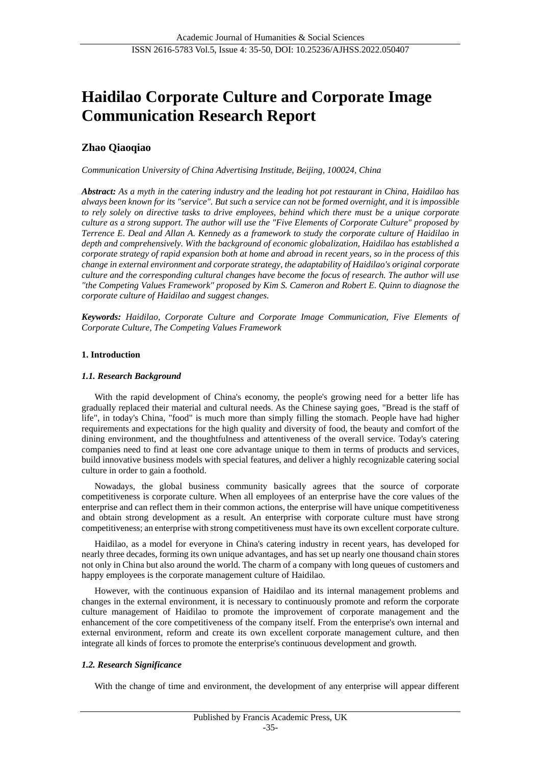# Haidilao Corporate Culture and Corporate Image Communication Research Report

## Zhao Qiaoqiao

*Communication University of China Advertising Institute, Beijing, 100024, China*

***Abstract:*** *As a myth in the catering industry and the leading hot pot restaurant in China, Haidilao has always been known for its "service". But such a service can not be formed overnight, and it is impossible to rely solely on directive tasks to drive employees, behind which there must be a unique corporate culture as a strong support. The author will use the "Five Elements of Corporate Culture" proposed by Terrence E. Deal and Allan A. Kennedy as a framework to study the corporate culture of Haidilao in depth and comprehensively. With the background of economic globalization, Haidilao has established a corporate strategy of rapid expansion both at home and abroad in recent years, so in the process of this change in external environment and corporate strategy, the adaptability of Haidilao's original corporate culture and the corresponding cultural changes have become the focus of research. The author will use "the Competing Values Framework" proposed by Kim S. Cameron and Robert E. Quinn to diagnose the corporate culture of Haidilao and suggest changes.*

***Keywords:*** *Haidilao, Corporate Culture and Corporate Image Communication, Five Elements of Corporate Culture, The Competing Values Framework*

### 1. Introduction

#### *1.1. Research Background*

With the rapid development of China's economy, the people's growing need for a better life has gradually replaced their material and cultural needs. As the Chinese saying goes, "Bread is the staff of life", in today's China, "food" is much more than simply filling the stomach. People have had higher requirements and expectations for the high quality and diversity of food, the beauty and comfort of the dining environment, and the thoughtfulness and attentiveness of the overall service. Today's catering companies need to find at least one core advantage unique to them in terms of products and services, build innovative business models with special features, and deliver a highly recognizable catering social culture in order to gain a foothold.

Nowadays, the global business community basically agrees that the source of corporate competitiveness is corporate culture. When all employees of an enterprise have the core values of the enterprise and can reflect them in their common actions, the enterprise will have unique competitiveness and obtain strong development as a result. An enterprise with corporate culture must have strong competitiveness; an enterprise with strong competitiveness must have its own excellent corporate culture.

Haidilao, as a model for everyone in China's catering industry in recent years, has developed for nearly three decades, forming its own unique advantages, and has set up nearly one thousand chain stores not only in China but also around the world. The charm of a company with long queues of customers and happy employees is the corporate management culture of Haidilao.

However, with the continuous expansion of Haidilao and its internal management problems and changes in the external environment, it is necessary to continuously promote and reform the corporate culture management of Haidilao to promote the improvement of corporate management and the enhancement of the core competitiveness of the company itself. From the enterprise's own internal and external environment, reform and create its own excellent corporate management culture, and then integrate all kinds of forces to promote the enterprise's continuous development and growth.

#### *1.2. Research Significance*

With the change of time and environment, the development of any enterprise will appear different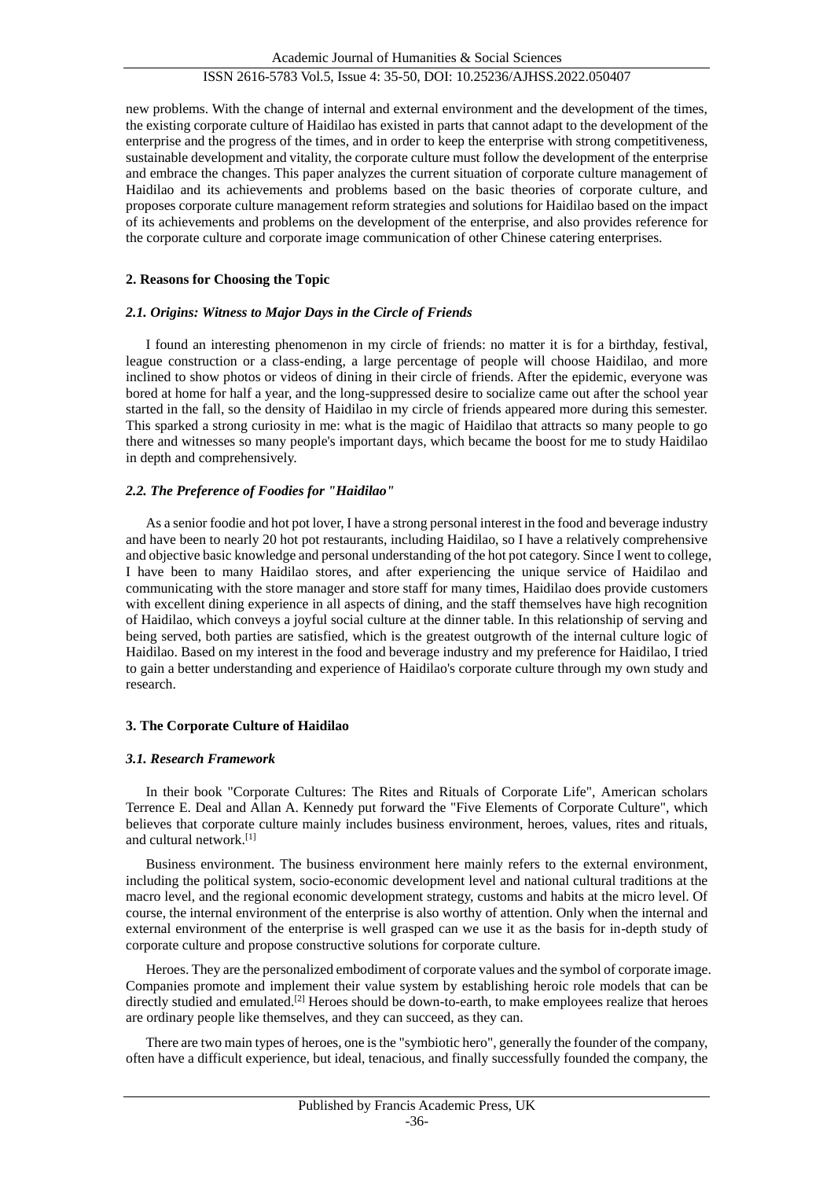new problems. With the change of internal and external environment and the development of the times, the existing corporate culture of Haidilao has existed in parts that cannot adapt to the development of the enterprise and the progress of the times, and in order to keep the enterprise with strong competitiveness, sustainable development and vitality, the corporate culture must follow the development of the enterprise and embrace the changes. This paper analyzes the current situation of corporate culture management of Haidilao and its achievements and problems based on the basic theories of corporate culture, and proposes corporate culture management reform strategies and solutions for Haidilao based on the impact of its achievements and problems on the development of the enterprise, and also provides reference for the corporate culture and corporate image communication of other Chinese catering enterprises.

## 2. Reasons for Choosing the Topic

### *2.1. Origins: Witness to Major Days in the Circle of Friends*

I found an interesting phenomenon in my circle of friends: no matter it is for a birthday, festival, league construction or a class-ending, a large percentage of people will choose Haidilao, and more inclined to show photos or videos of dining in their circle of friends. After the epidemic, everyone was bored at home for half a year, and the long-suppressed desire to socialize came out after the school year started in the fall, so the density of Haidilao in my circle of friends appeared more during this semester. This sparked a strong curiosity in me: what is the magic of Haidilao that attracts so many people to go there and witnesses so many people's important days, which became the boost for me to study Haidilao in depth and comprehensively.

### *2.2. The Preference of Foodies for "Haidilao"*

As a senior foodie and hot pot lover, I have a strong personal interest in the food and beverage industry and have been to nearly 20 hot pot restaurants, including Haidilao, so I have a relatively comprehensive and objective basic knowledge and personal understanding of the hot pot category. Since I went to college, I have been to many Haidilao stores, and after experiencing the unique service of Haidilao and communicating with the store manager and store staff for many times, Haidilao does provide customers with excellent dining experience in all aspects of dining, and the staff themselves have high recognition of Haidilao, which conveys a joyful social culture at the dinner table. In this relationship of serving and being served, both parties are satisfied, which is the greatest outgrowth of the internal culture logic of Haidilao. Based on my interest in the food and beverage industry and my preference for Haidilao, I tried to gain a better understanding and experience of Haidilao's corporate culture through my own study and research.

## 3. The Corporate Culture of Haidilao

### *3.1. Research Framework*

In their book "Corporate Cultures: The Rites and Rituals of Corporate Life", American scholars Terrence E. Deal and Allan A. Kennedy put forward the "Five Elements of Corporate Culture", which believes that corporate culture mainly includes business environment, heroes, values, rites and rituals, and cultural network.[1]

Business environment. The business environment here mainly refers to the external environment, including the political system, socio-economic development level and national cultural traditions at the macro level, and the regional economic development strategy, customs and habits at the micro level. Of course, the internal environment of the enterprise is also worthy of attention. Only when the internal and external environment of the enterprise is well grasped can we use it as the basis for in-depth study of corporate culture and propose constructive solutions for corporate culture.

Heroes. They are the personalized embodiment of corporate values and the symbol of corporate image. Companies promote and implement their value system by establishing heroic role models that can be directly studied and emulated.[2] Heroes should be down-to-earth, to make employees realize that heroes are ordinary people like themselves, and they can succeed, as they can.

There are two main types of heroes, one is the "symbiotic hero", generally the founder of the company, often have a difficult experience, but ideal, tenacious, and finally successfully founded the company, the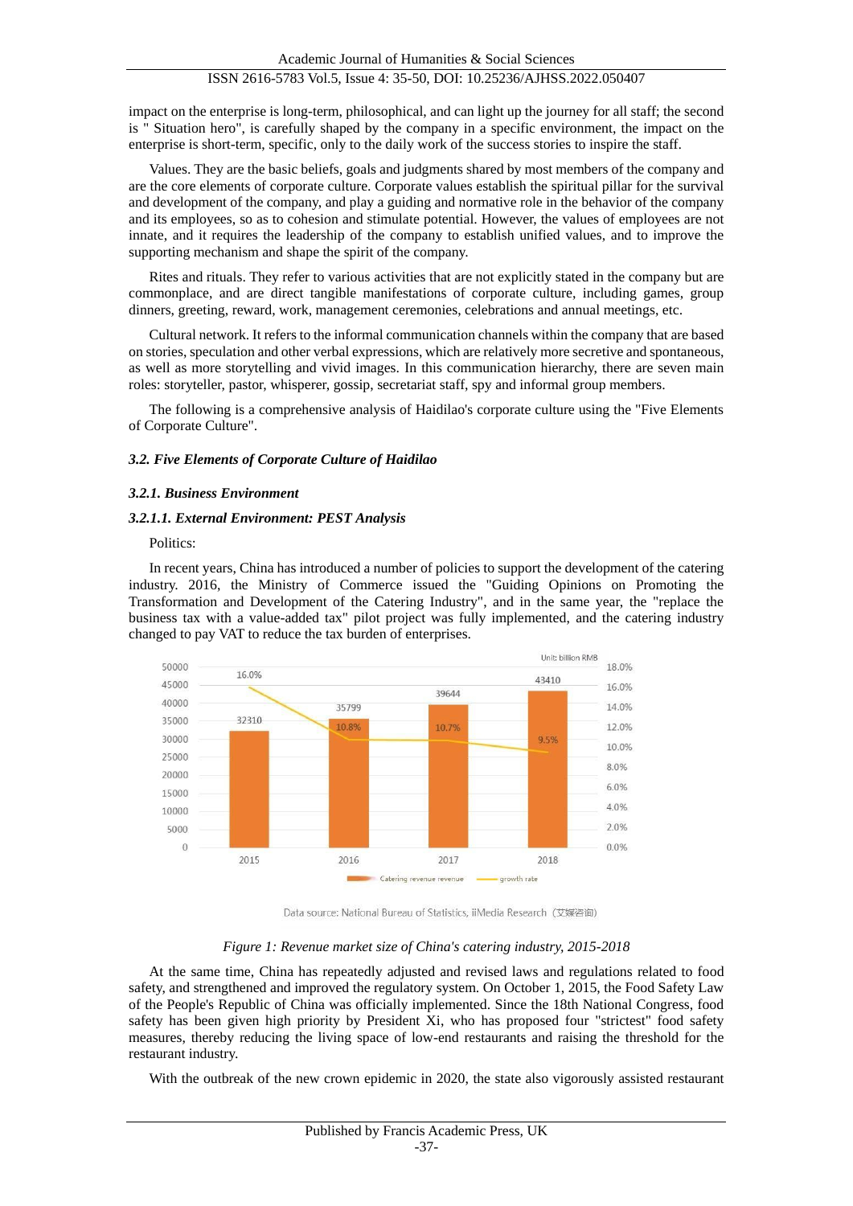impact on the enterprise is long-term, philosophical, and can light up the journey for all staff; the second is " Situation hero", is carefully shaped by the company in a specific environment, the impact on the enterprise is short-term, specific, only to the daily work of the success stories to inspire the staff.

Values. They are the basic beliefs, goals and judgments shared by most members of the company and are the core elements of corporate culture. Corporate values establish the spiritual pillar for the survival and development of the company, and play a guiding and normative role in the behavior of the company and its employees, so as to cohesion and stimulate potential. However, the values of employees are not innate, and it requires the leadership of the company to establish unified values, and to improve the supporting mechanism and shape the spirit of the company.

Rites and rituals. They refer to various activities that are not explicitly stated in the company but are commonplace, and are direct tangible manifestations of corporate culture, including games, group dinners, greeting, reward, work, management ceremonies, celebrations and annual meetings, etc.

Cultural network. It refers to the informal communication channels within the company that are based on stories, speculation and other verbal expressions, which are relatively more secretive and spontaneous, as well as more storytelling and vivid images. In this communication hierarchy, there are seven main roles: storyteller, pastor, whisperer, gossip, secretariat staff, spy and informal group members.

The following is a comprehensive analysis of Haidilao's corporate culture using the "Five Elements of Corporate Culture".

### *3.2. Five Elements of Corporate Culture of Haidilao*

#### *3.2.1. Business Environment*

#### *3.2.1.1. External Environment: PEST Analysis*

Politics:

In recent years, China has introduced a number of policies to support the development of the catering industry. 2016, the Ministry of Commerce issued the "Guiding Opinions on Promoting the Transformation and Development of the Catering Industry", and in the same year, the "replace the business tax with a value-added tax" pilot project was fully implemented, and the catering industry changed to pay VAT to reduce the tax burden of enterprises.

| Year | Catering revenue revenue (Unit: billion RMB) | growth rate |
|---|---|---|
| 2015 | 32310 | 16.0% |
| 2016 | 35799 | 10.8% |
| 2017 | 39644 | 10.7% |
| 2018 | 43410 | 9.5% |

Data source: National Bureau of Statistics, iiMedia Research（艾媒咨询）

*Figure 1: Revenue market size of China's catering industry, 2015-2018*

At the same time, China has repeatedly adjusted and revised laws and regulations related to food safety, and strengthened and improved the regulatory system. On October 1, 2015, the Food Safety Law of the People's Republic of China was officially implemented. Since the 18th National Congress, food safety has been given high priority by President Xi, who has proposed four "strictest" food safety measures, thereby reducing the living space of low-end restaurants and raising the threshold for the restaurant industry.

With the outbreak of the new crown epidemic in 2020, the state also vigorously assisted restaurant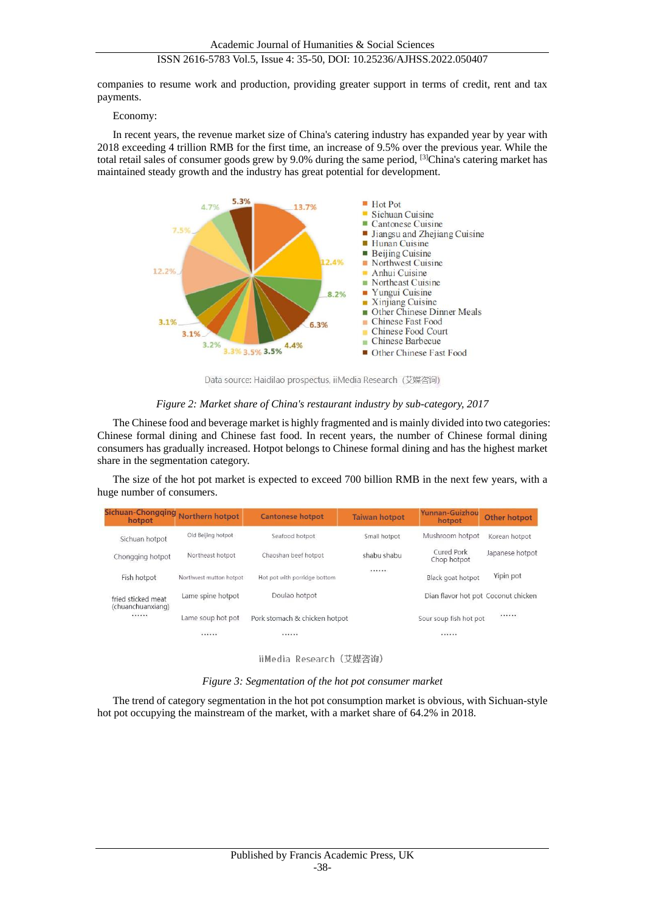companies to resume work and production, providing greater support in terms of credit, rent and tax payments.

Economy:

In recent years, the revenue market size of China's catering industry has expanded year by year with 2018 exceeding 4 trillion RMB for the first time, an increase of 9.5% over the previous year. While the total retail sales of consumer goods grew by 9.0% during the same period, [3]China's catering market has maintained steady growth and the industry has great potential for development.

Data source: Haidilao prospectus, iiMedia Research（艾媒咨询）

*Figure 2: Market share of China's restaurant industry by sub-category, 2017*

The Chinese food and beverage market is highly fragmented and is mainly divided into two categories: Chinese formal dining and Chinese fast food. In recent years, the number of Chinese formal dining consumers has gradually increased. Hotpot belongs to Chinese formal dining and has the highest market share in the segmentation category.

The size of the hot pot market is expected to exceed 700 billion RMB in the next few years, with a huge number of consumers.

| Sichuan-Chongqing hotpot | Northern hotpot | Cantonese hotpot | Taiwan hotpot | Yunnan-Guizhou hotpot | Other hotpot |
|---|---|---|---|---|---|
| Sichuan hotpot | Old Beijing hotpot | Seafood hotpot | Small hotpot | Mushroom hotpot | Korean hotpot |
| Chongqing hotpot | Northeast hotpot | Chaoshan beef hotpot | shabu shabu | Cured Pork Chop hotpot | Japanese hotpot |
| Fish hotpot | Northwest mutton hotpot | Hot pot with porridge bottom | …… | Black goat hotpot | Yipin pot |
| fried sticked meat (chuanchuanxiang) | Lame spine hotpot | Doulao hotpot | | Dian flavor hot pot | Coconut chicken |
| …… | Lame soup hot pot | Pork stomach & chicken hotpot | | Sour soup fish hot pot | …… |
| | …… | …… | | …… | |

iiMedia Research（艾媒咨询）

*Figure 3: Segmentation of the hot pot consumer market*

The trend of category segmentation in the hot pot consumption market is obvious, with Sichuan-style hot pot occupying the mainstream of the market, with a market share of 64.2% in 2018.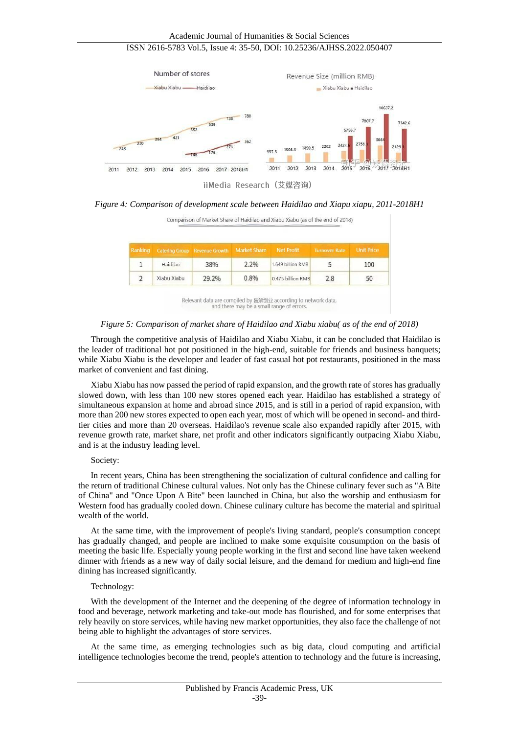Figure 4: Comparison of development scale between Haidilao and Xiapu xiapu, 2011-2018H1

Comparison of Market Share of Haidilao and Xiabu Xiabu (as of the end of 2018)

| Ranking | Catering Group | Revenue Growth | Market Share | Net Profit | Turnover Rate | Unit Price |
|---|---|---|---|---|---|---|
| 1 | Haidilao | 38% | 2.2% | 1.649 billion RMB | 5 | 100 |
| 2 | Xiabu Xiabu | 29.2% | 0.8% | 0.475 billion RMB | 2.8 | 50 |

Relevant data are compiled by 据数创业 according to network data, and there may be a small range of errors.

Figure 5: Comparison of market share of Haidilao and Xiabu xiabu( as of the end of 2018)

Through the competitive analysis of Haidilao and Xiabu Xiabu, it can be concluded that Haidilao is the leader of traditional hot pot positioned in the high-end, suitable for friends and business banquets; while Xiabu Xiabu is the developer and leader of fast casual hot pot restaurants, positioned in the mass market of convenient and fast dining.

Xiabu Xiabu has now passed the period of rapid expansion, and the growth rate of stores has gradually slowed down, with less than 100 new stores opened each year. Haidilao has established a strategy of simultaneous expansion at home and abroad since 2015, and is still in a period of rapid expansion, with more than 200 new stores expected to open each year, most of which will be opened in second- and third-tier cities and more than 20 overseas. Haidilao's revenue scale also expanded rapidly after 2015, with revenue growth rate, market share, net profit and other indicators significantly outpacing Xiabu Xiabu, and is at the industry leading level.

Society:

In recent years, China has been strengthening the socialization of cultural confidence and calling for the return of traditional Chinese cultural values. Not only has the Chinese culinary fever such as "A Bite of China" and "Once Upon A Bite" been launched in China, but also the worship and enthusiasm for Western food has gradually cooled down. Chinese culinary culture has become the material and spiritual wealth of the world.

At the same time, with the improvement of people's living standard, people's consumption concept has gradually changed, and people are inclined to make some exquisite consumption on the basis of meeting the basic life. Especially young people working in the first and second line have taken weekend dinner with friends as a new way of daily social leisure, and the demand for medium and high-end fine dining has increased significantly.

Technology:

With the development of the Internet and the deepening of the degree of information technology in food and beverage, network marketing and take-out mode has flourished, and for some enterprises that rely heavily on store services, while having new market opportunities, they also face the challenge of not being able to highlight the advantages of store services.

At the same time, as emerging technologies such as big data, cloud computing and artificial intelligence technologies become the trend, people's attention to technology and the future is increasing,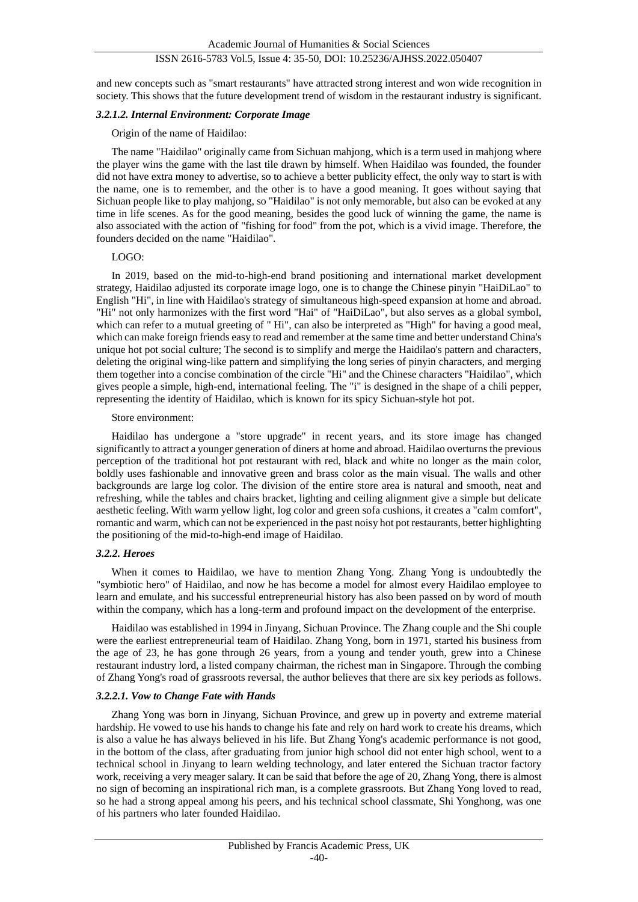and new concepts such as "smart restaurants" have attracted strong interest and won wide recognition in society. This shows that the future development trend of wisdom in the restaurant industry is significant.

#### *3.2.1.2. Internal Environment: Corporate Image*

Origin of the name of Haidilao:

The name "Haidilao" originally came from Sichuan mahjong, which is a term used in mahjong where the player wins the game with the last tile drawn by himself. When Haidilao was founded, the founder did not have extra money to advertise, so to achieve a better publicity effect, the only way to start is with the name, one is to remember, and the other is to have a good meaning. It goes without saying that Sichuan people like to play mahjong, so "Haidilao" is not only memorable, but also can be evoked at any time in life scenes. As for the good meaning, besides the good luck of winning the game, the name is also associated with the action of "fishing for food" from the pot, which is a vivid image. Therefore, the founders decided on the name "Haidilao".

LOGO:

In 2019, based on the mid-to-high-end brand positioning and international market development strategy, Haidilao adjusted its corporate image logo, one is to change the Chinese pinyin "HaiDiLao" to English "Hi", in line with Haidilao's strategy of simultaneous high-speed expansion at home and abroad. "Hi" not only harmonizes with the first word "Hai" of "HaiDiLao", but also serves as a global symbol, which can refer to a mutual greeting of " Hi", can also be interpreted as "High" for having a good meal, which can make foreign friends easy to read and remember at the same time and better understand China's unique hot pot social culture; The second is to simplify and merge the Haidilao's pattern and characters, deleting the original wing-like pattern and simplifying the long series of pinyin characters, and merging them together into a concise combination of the circle "Hi" and the Chinese characters "Haidilao", which gives people a simple, high-end, international feeling. The "i" is designed in the shape of a chili pepper, representing the identity of Haidilao, which is known for its spicy Sichuan-style hot pot.

Store environment:

Haidilao has undergone a "store upgrade" in recent years, and its store image has changed significantly to attract a younger generation of diners at home and abroad. Haidilao overturns the previous perception of the traditional hot pot restaurant with red, black and white no longer as the main color, boldly uses fashionable and innovative green and brass color as the main visual. The walls and other backgrounds are large log color. The division of the entire store area is natural and smooth, neat and refreshing, while the tables and chairs bracket, lighting and ceiling alignment give a simple but delicate aesthetic feeling. With warm yellow light, log color and green sofa cushions, it creates a "calm comfort", romantic and warm, which can not be experienced in the past noisy hot pot restaurants, better highlighting the positioning of the mid-to-high-end image of Haidilao.

### *3.2.2. Heroes*

When it comes to Haidilao, we have to mention Zhang Yong. Zhang Yong is undoubtedly the "symbiotic hero" of Haidilao, and now he has become a model for almost every Haidilao employee to learn and emulate, and his successful entrepreneurial history has also been passed on by word of mouth within the company, which has a long-term and profound impact on the development of the enterprise.

Haidilao was established in 1994 in Jinyang, Sichuan Province. The Zhang couple and the Shi couple were the earliest entrepreneurial team of Haidilao. Zhang Yong, born in 1971, started his business from the age of 23, he has gone through 26 years, from a young and tender youth, grew into a Chinese restaurant industry lord, a listed company chairman, the richest man in Singapore. Through the combing of Zhang Yong's road of grassroots reversal, the author believes that there are six key periods as follows.

#### *3.2.2.1. Vow to Change Fate with Hands*

Zhang Yong was born in Jinyang, Sichuan Province, and grew up in poverty and extreme material hardship. He vowed to use his hands to change his fate and rely on hard work to create his dreams, which is also a value he has always believed in his life. But Zhang Yong's academic performance is not good, in the bottom of the class, after graduating from junior high school did not enter high school, went to a technical school in Jinyang to learn welding technology, and later entered the Sichuan tractor factory work, receiving a very meager salary. It can be said that before the age of 20, Zhang Yong, there is almost no sign of becoming an inspirational rich man, is a complete grassroots. But Zhang Yong loved to read, so he had a strong appeal among his peers, and his technical school classmate, Shi Yonghong, was one of his partners who later founded Haidilao.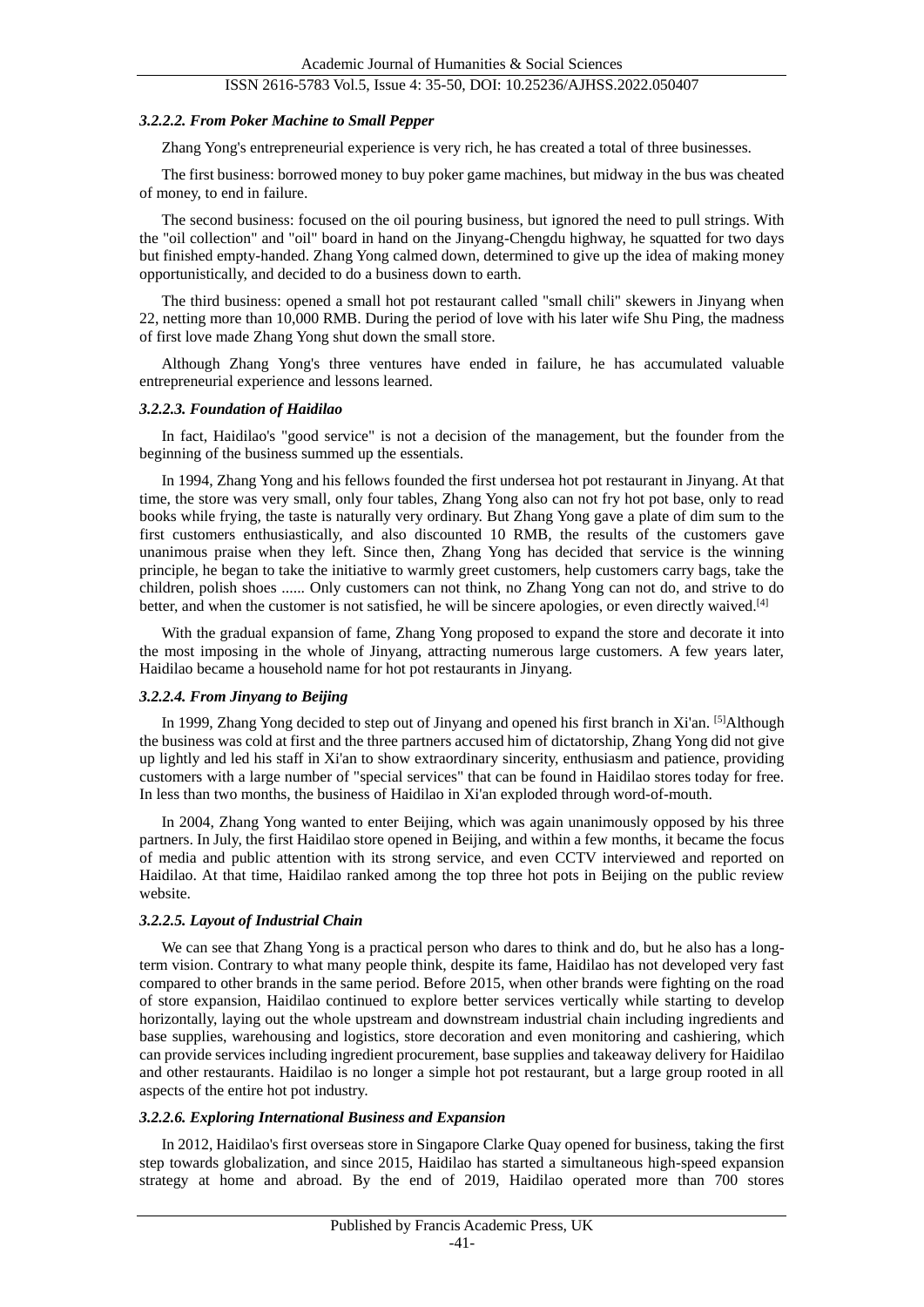#### *3.2.2.2. From Poker Machine to Small Pepper*

Zhang Yong's entrepreneurial experience is very rich, he has created a total of three businesses.

The first business: borrowed money to buy poker game machines, but midway in the bus was cheated of money, to end in failure.

The second business: focused on the oil pouring business, but ignored the need to pull strings. With the "oil collection" and "oil" board in hand on the Jinyang-Chengdu highway, he squatted for two days but finished empty-handed. Zhang Yong calmed down, determined to give up the idea of making money opportunistically, and decided to do a business down to earth.

The third business: opened a small hot pot restaurant called "small chili" skewers in Jinyang when 22, netting more than 10,000 RMB. During the period of love with his later wife Shu Ping, the madness of first love made Zhang Yong shut down the small store.

Although Zhang Yong's three ventures have ended in failure, he has accumulated valuable entrepreneurial experience and lessons learned.

#### *3.2.2.3. Foundation of Haidilao*

In fact, Haidilao's "good service" is not a decision of the management, but the founder from the beginning of the business summed up the essentials.

In 1994, Zhang Yong and his fellows founded the first undersea hot pot restaurant in Jinyang. At that time, the store was very small, only four tables, Zhang Yong also can not fry hot pot base, only to read books while frying, the taste is naturally very ordinary. But Zhang Yong gave a plate of dim sum to the first customers enthusiastically, and also discounted 10 RMB, the results of the customers gave unanimous praise when they left. Since then, Zhang Yong has decided that service is the winning principle, he began to take the initiative to warmly greet customers, help customers carry bags, take the children, polish shoes ...... Only customers can not think, no Zhang Yong can not do, and strive to do better, and when the customer is not satisfied, he will be sincere apologies, or even directly waived.[4]

With the gradual expansion of fame, Zhang Yong proposed to expand the store and decorate it into the most imposing in the whole of Jinyang, attracting numerous large customers. A few years later, Haidilao became a household name for hot pot restaurants in Jinyang.

#### *3.2.2.4. From Jinyang to Beijing*

In 1999, Zhang Yong decided to step out of Jinyang and opened his first branch in Xi'an. [5]Although the business was cold at first and the three partners accused him of dictatorship, Zhang Yong did not give up lightly and led his staff in Xi'an to show extraordinary sincerity, enthusiasm and patience, providing customers with a large number of "special services" that can be found in Haidilao stores today for free. In less than two months, the business of Haidilao in Xi'an exploded through word-of-mouth.

In 2004, Zhang Yong wanted to enter Beijing, which was again unanimously opposed by his three partners. In July, the first Haidilao store opened in Beijing, and within a few months, it became the focus of media and public attention with its strong service, and even CCTV interviewed and reported on Haidilao. At that time, Haidilao ranked among the top three hot pots in Beijing on the public review website.

#### *3.2.2.5. Layout of Industrial Chain*

We can see that Zhang Yong is a practical person who dares to think and do, but he also has a long-term vision. Contrary to what many people think, despite its fame, Haidilao has not developed very fast compared to other brands in the same period. Before 2015, when other brands were fighting on the road of store expansion, Haidilao continued to explore better services vertically while starting to develop horizontally, laying out the whole upstream and downstream industrial chain including ingredients and base supplies, warehousing and logistics, store decoration and even monitoring and cashiering, which can provide services including ingredient procurement, base supplies and takeaway delivery for Haidilao and other restaurants. Haidilao is no longer a simple hot pot restaurant, but a large group rooted in all aspects of the entire hot pot industry.

#### *3.2.2.6. Exploring International Business and Expansion*

In 2012, Haidilao's first overseas store in Singapore Clarke Quay opened for business, taking the first step towards globalization, and since 2015, Haidilao has started a simultaneous high-speed expansion strategy at home and abroad. By the end of 2019, Haidilao operated more than 700 stores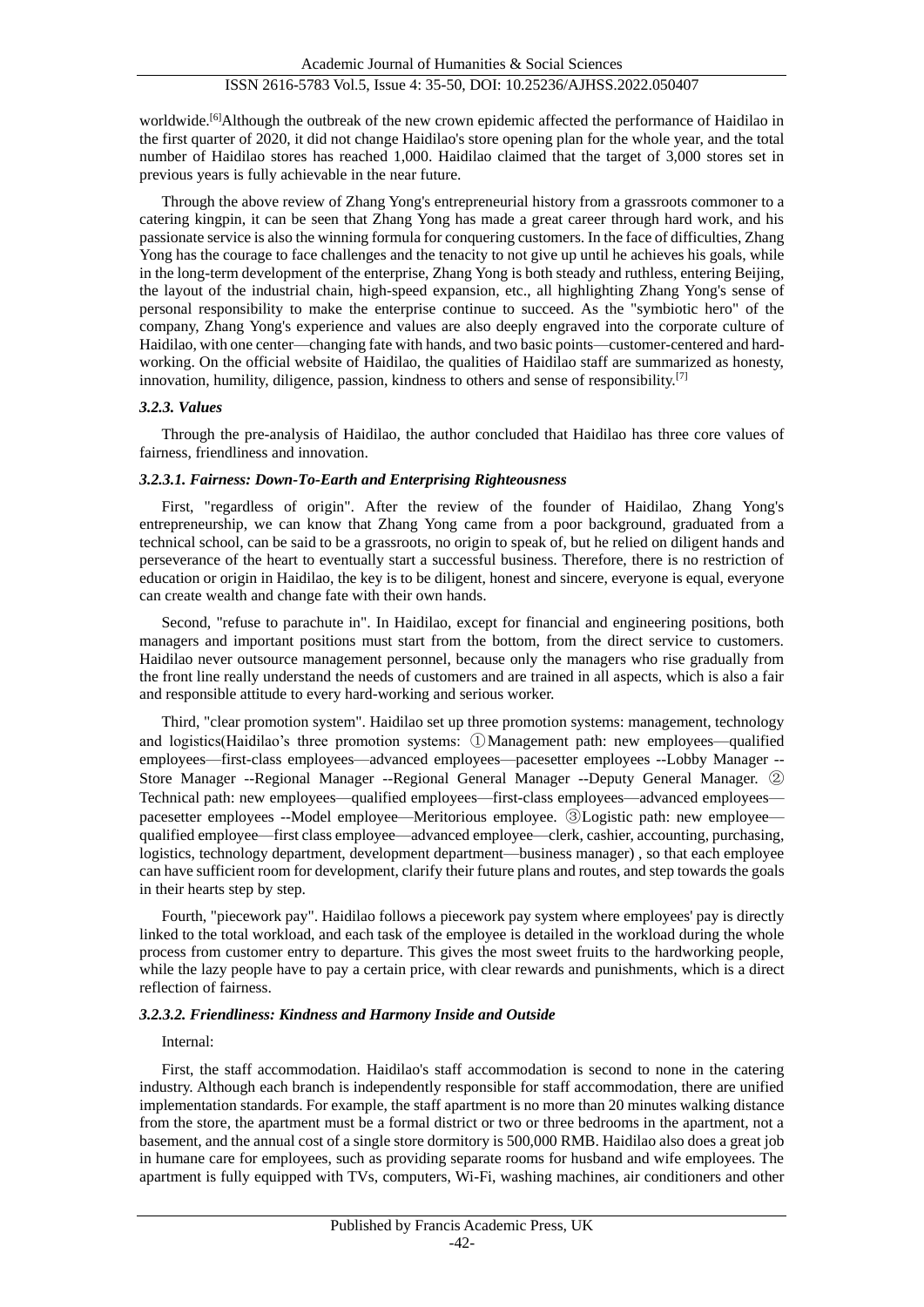worldwide.[6]Although the outbreak of the new crown epidemic affected the performance of Haidilao in the first quarter of 2020, it did not change Haidilao's store opening plan for the whole year, and the total number of Haidilao stores has reached 1,000. Haidilao claimed that the target of 3,000 stores set in previous years is fully achievable in the near future.

Through the above review of Zhang Yong's entrepreneurial history from a grassroots commoner to a catering kingpin, it can be seen that Zhang Yong has made a great career through hard work, and his passionate service is also the winning formula for conquering customers. In the face of difficulties, Zhang Yong has the courage to face challenges and the tenacity to not give up until he achieves his goals, while in the long-term development of the enterprise, Zhang Yong is both steady and ruthless, entering Beijing, the layout of the industrial chain, high-speed expansion, etc., all highlighting Zhang Yong's sense of personal responsibility to make the enterprise continue to succeed. As the "symbiotic hero" of the company, Zhang Yong's experience and values are also deeply engraved into the corporate culture of Haidilao, with one center—changing fate with hands, and two basic points—customer-centered and hard-working. On the official website of Haidilao, the qualities of Haidilao staff are summarized as honesty, innovation, humility, diligence, passion, kindness to others and sense of responsibility.[7]

#### 3.2.3. Values

Through the pre-analysis of Haidilao, the author concluded that Haidilao has three core values of fairness, friendliness and innovation.

##### 3.2.3.1. Fairness: Down-To-Earth and Enterprising Righteousness

First, "regardless of origin". After the review of the founder of Haidilao, Zhang Yong's entrepreneurship, we can know that Zhang Yong came from a poor background, graduated from a technical school, can be said to be a grassroots, no origin to speak of, but he relied on diligent hands and perseverance of the heart to eventually start a successful business. Therefore, there is no restriction of education or origin in Haidilao, the key is to be diligent, honest and sincere, everyone is equal, everyone can create wealth and change fate with their own hands.

Second, "refuse to parachute in". In Haidilao, except for financial and engineering positions, both managers and important positions must start from the bottom, from the direct service to customers. Haidilao never outsource management personnel, because only the managers who rise gradually from the front line really understand the needs of customers and are trained in all aspects, which is also a fair and responsible attitude to every hard-working and serious worker.

Third, "clear promotion system". Haidilao set up three promotion systems: management, technology and logistics(Haidilao's three promotion systems: ①Management path: new employees—qualified employees—first-class employees—advanced employees—pacesetter employees --Lobby Manager --Store Manager --Regional Manager --Regional General Manager --Deputy General Manager. ② Technical path: new employees—qualified employees—first-class employees—advanced employees—pacesetter employees --Model employee—Meritorious employee. ③Logistic path: new employee—qualified employee—first class employee—advanced employee—clerk, cashier, accounting, purchasing, logistics, technology department, development department—business manager) , so that each employee can have sufficient room for development, clarify their future plans and routes, and step towards the goals in their hearts step by step.

Fourth, "piecework pay". Haidilao follows a piecework pay system where employees' pay is directly linked to the total workload, and each task of the employee is detailed in the workload during the whole process from customer entry to departure. This gives the most sweet fruits to the hardworking people, while the lazy people have to pay a certain price, with clear rewards and punishments, which is a direct reflection of fairness.

##### 3.2.3.2. Friendliness: Kindness and Harmony Inside and Outside

Internal:

First, the staff accommodation. Haidilao's staff accommodation is second to none in the catering industry. Although each branch is independently responsible for staff accommodation, there are unified implementation standards. For example, the staff apartment is no more than 20 minutes walking distance from the store, the apartment must be a formal district or two or three bedrooms in the apartment, not a basement, and the annual cost of a single store dormitory is 500,000 RMB. Haidilao also does a great job in humane care for employees, such as providing separate rooms for husband and wife employees. The apartment is fully equipped with TVs, computers, Wi-Fi, washing machines, air conditioners and other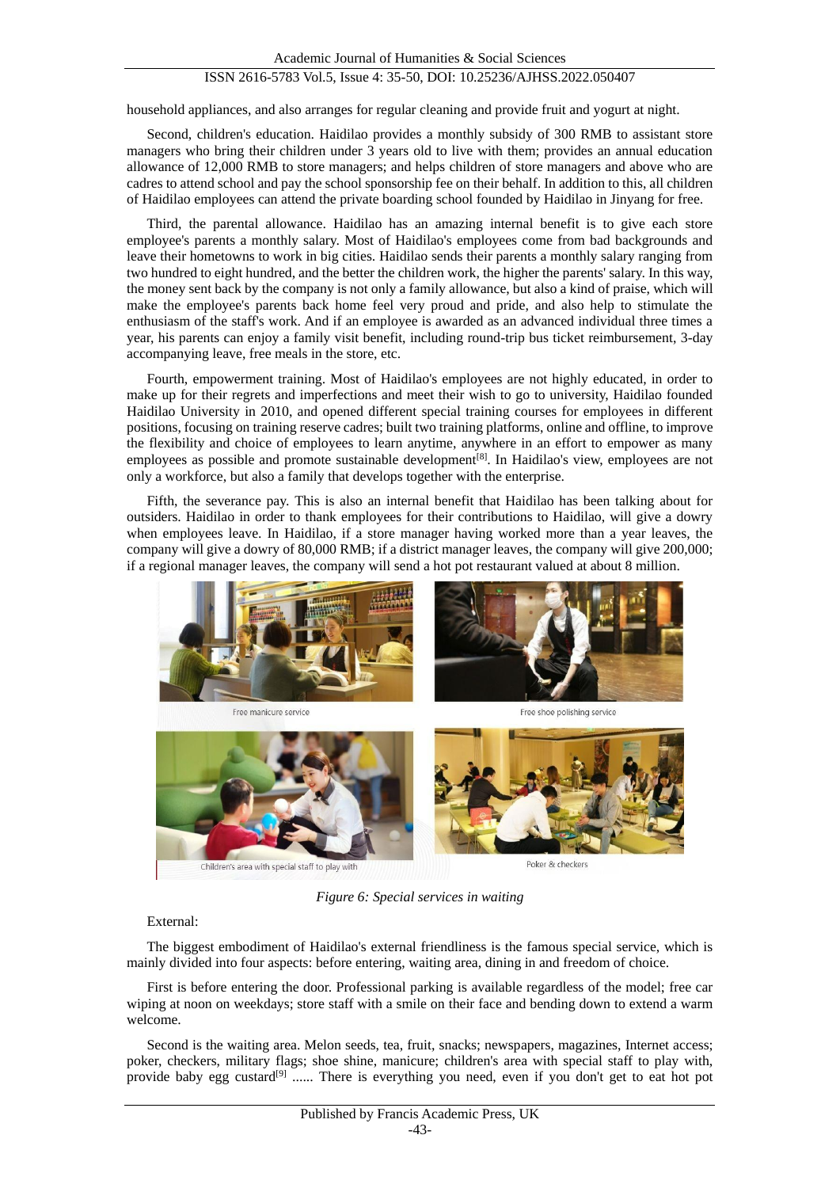household appliances, and also arranges for regular cleaning and provide fruit and yogurt at night.

Second, children's education. Haidilao provides a monthly subsidy of 300 RMB to assistant store managers who bring their children under 3 years old to live with them; provides an annual education allowance of 12,000 RMB to store managers; and helps children of store managers and above who are cadres to attend school and pay the school sponsorship fee on their behalf. In addition to this, all children of Haidilao employees can attend the private boarding school founded by Haidilao in Jinyang for free.

Third, the parental allowance. Haidilao has an amazing internal benefit is to give each store employee's parents a monthly salary. Most of Haidilao's employees come from bad backgrounds and leave their hometowns to work in big cities. Haidilao sends their parents a monthly salary ranging from two hundred to eight hundred, and the better the children work, the higher the parents' salary. In this way, the money sent back by the company is not only a family allowance, but also a kind of praise, which will make the employee's parents back home feel very proud and pride, and also help to stimulate the enthusiasm of the staff's work. And if an employee is awarded as an advanced individual three times a year, his parents can enjoy a family visit benefit, including round-trip bus ticket reimbursement, 3-day accompanying leave, free meals in the store, etc.

Fourth, empowerment training. Most of Haidilao's employees are not highly educated, in order to make up for their regrets and imperfections and meet their wish to go to university, Haidilao founded Haidilao University in 2010, and opened different special training courses for employees in different positions, focusing on training reserve cadres; built two training platforms, online and offline, to improve the flexibility and choice of employees to learn anytime, anywhere in an effort to empower as many employees as possible and promote sustainable development[8]. In Haidilao's view, employees are not only a workforce, but also a family that develops together with the enterprise.

Fifth, the severance pay. This is also an internal benefit that Haidilao has been talking about for outsiders. Haidilao in order to thank employees for their contributions to Haidilao, will give a dowry when employees leave. In Haidilao, if a store manager having worked more than a year leaves, the company will give a dowry of 80,000 RMB; if a district manager leaves, the company will give 200,000; if a regional manager leaves, the company will send a hot pot restaurant valued at about 8 million.

Free manicure service

Free shoe polishing service

Children's area with special staff to play with

Poker & checkers

*Figure 6: Special services in waiting*

External:

The biggest embodiment of Haidilao's external friendliness is the famous special service, which is mainly divided into four aspects: before entering, waiting area, dining in and freedom of choice.

First is before entering the door. Professional parking is available regardless of the model; free car wiping at noon on weekdays; store staff with a smile on their face and bending down to extend a warm welcome.

Second is the waiting area. Melon seeds, tea, fruit, snacks; newspapers, magazines, Internet access; poker, checkers, military flags; shoe shine, manicure; children's area with special staff to play with, provide baby egg custard[9] ...... There is everything you need, even if you don't get to eat hot pot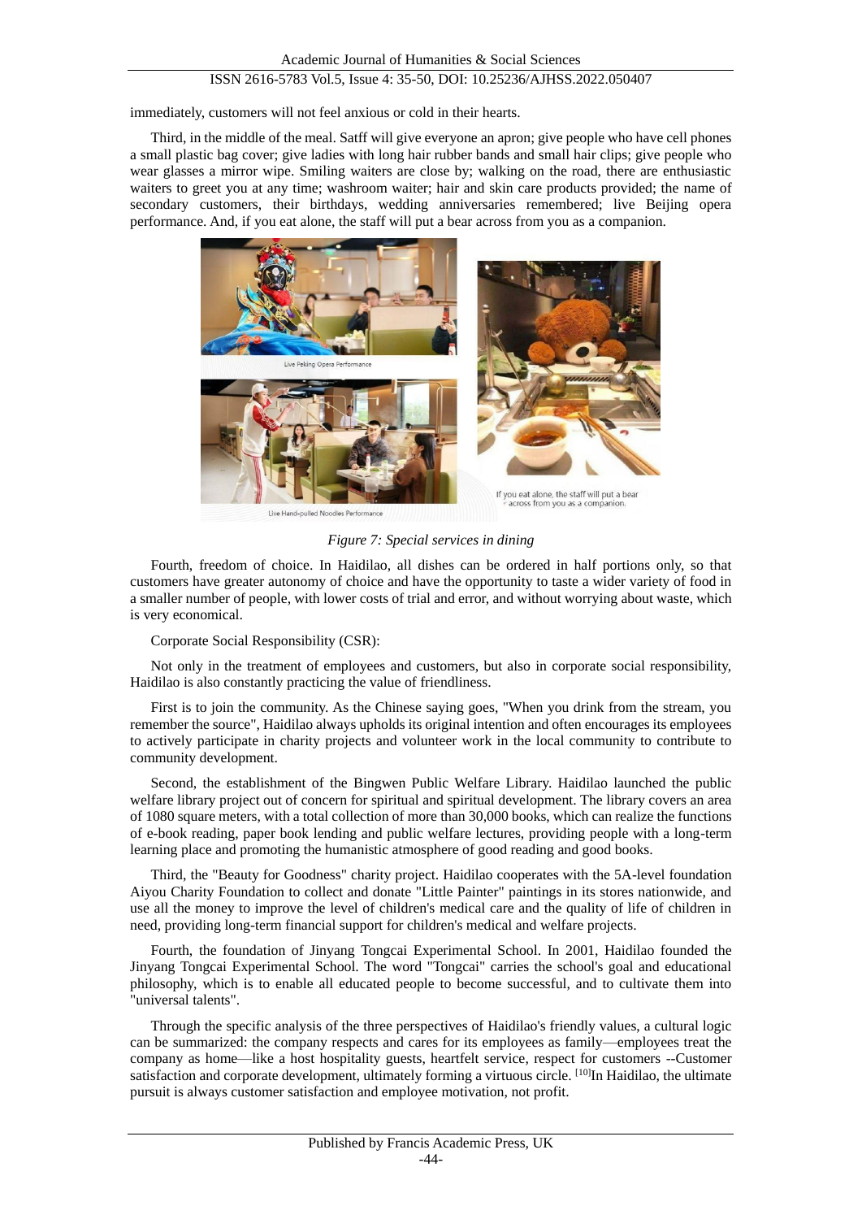immediately, customers will not feel anxious or cold in their hearts.

Third, in the middle of the meal. Satff will give everyone an apron; give people who have cell phones a small plastic bag cover; give ladies with long hair rubber bands and small hair clips; give people who wear glasses a mirror wipe. Smiling waiters are close by; walking on the road, there are enthusiastic waiters to greet you at any time; washroom waiter; hair and skin care products provided; the name of secondary customers, their birthdays, wedding anniversaries remembered; live Beijing opera performance. And, if you eat alone, the staff will put a bear across from you as a companion.

Live Peking Opera Performance

Live Hand-pulled Noodles Performance

If you eat alone, the staff will put a bear across from you as a companion.

*Figure 7: Special services in dining*

Fourth, freedom of choice. In Haidilao, all dishes can be ordered in half portions only, so that customers have greater autonomy of choice and have the opportunity to taste a wider variety of food in a smaller number of people, with lower costs of trial and error, and without worrying about waste, which is very economical.

Corporate Social Responsibility (CSR):

Not only in the treatment of employees and customers, but also in corporate social responsibility, Haidilao is also constantly practicing the value of friendliness.

First is to join the community. As the Chinese saying goes, "When you drink from the stream, you remember the source", Haidilao always upholds its original intention and often encourages its employees to actively participate in charity projects and volunteer work in the local community to contribute to community development.

Second, the establishment of the Bingwen Public Welfare Library. Haidilao launched the public welfare library project out of concern for spiritual and spiritual development. The library covers an area of 1080 square meters, with a total collection of more than 30,000 books, which can realize the functions of e-book reading, paper book lending and public welfare lectures, providing people with a long-term learning place and promoting the humanistic atmosphere of good reading and good books.

Third, the "Beauty for Goodness" charity project. Haidilao cooperates with the 5A-level foundation Aiyou Charity Foundation to collect and donate "Little Painter" paintings in its stores nationwide, and use all the money to improve the level of children's medical care and the quality of life of children in need, providing long-term financial support for children's medical and welfare projects.

Fourth, the foundation of Jinyang Tongcai Experimental School. In 2001, Haidilao founded the Jinyang Tongcai Experimental School. The word "Tongcai" carries the school's goal and educational philosophy, which is to enable all educated people to become successful, and to cultivate them into "universal talents".

Through the specific analysis of the three perspectives of Haidilao's friendly values, a cultural logic can be summarized: the company respects and cares for its employees as family—employees treat the company as home—like a host hospitality guests, heartfelt service, respect for customers --Customer satisfaction and corporate development, ultimately forming a virtuous circle. [10]In Haidilao, the ultimate pursuit is always customer satisfaction and employee motivation, not profit.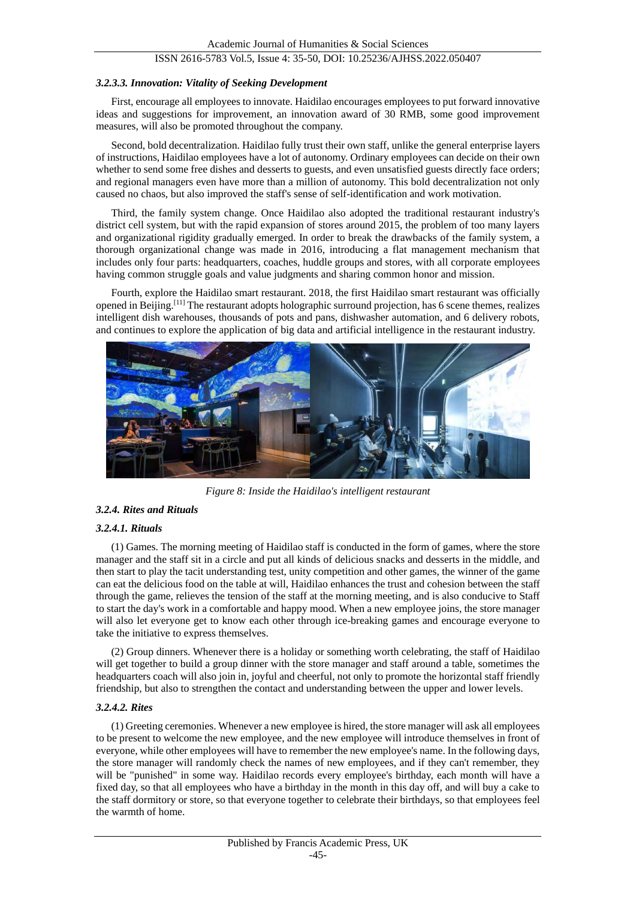#### *3.2.3.3. Innovation: Vitality of Seeking Development*

First, encourage all employees to innovate. Haidilao encourages employees to put forward innovative ideas and suggestions for improvement, an innovation award of 30 RMB, some good improvement measures, will also be promoted throughout the company.

Second, bold decentralization. Haidilao fully trust their own staff, unlike the general enterprise layers of instructions, Haidilao employees have a lot of autonomy. Ordinary employees can decide on their own whether to send some free dishes and desserts to guests, and even unsatisfied guests directly face orders; and regional managers even have more than a million of autonomy. This bold decentralization not only caused no chaos, but also improved the staff's sense of self-identification and work motivation.

Third, the family system change. Once Haidilao also adopted the traditional restaurant industry's district cell system, but with the rapid expansion of stores around 2015, the problem of too many layers and organizational rigidity gradually emerged. In order to break the drawbacks of the family system, a thorough organizational change was made in 2016, introducing a flat management mechanism that includes only four parts: headquarters, coaches, huddle groups and stores, with all corporate employees having common struggle goals and value judgments and sharing common honor and mission.

Fourth, explore the Haidilao smart restaurant. 2018, the first Haidilao smart restaurant was officially opened in Beijing.[11] The restaurant adopts holographic surround projection, has 6 scene themes, realizes intelligent dish warehouses, thousands of pots and pans, dishwasher automation, and 6 delivery robots, and continues to explore the application of big data and artificial intelligence in the restaurant industry.

*Figure 8: Inside the Haidilao's intelligent restaurant*

### *3.2.4. Rites and Rituals*

#### *3.2.4.1. Rituals*

(1) Games. The morning meeting of Haidilao staff is conducted in the form of games, where the store manager and the staff sit in a circle and put all kinds of delicious snacks and desserts in the middle, and then start to play the tacit understanding test, unity competition and other games, the winner of the game can eat the delicious food on the table at will, Haidilao enhances the trust and cohesion between the staff through the game, relieves the tension of the staff at the morning meeting, and is also conducive to Staff to start the day's work in a comfortable and happy mood. When a new employee joins, the store manager will also let everyone get to know each other through ice-breaking games and encourage everyone to take the initiative to express themselves.

(2) Group dinners. Whenever there is a holiday or something worth celebrating, the staff of Haidilao will get together to build a group dinner with the store manager and staff around a table, sometimes the headquarters coach will also join in, joyful and cheerful, not only to promote the horizontal staff friendly friendship, but also to strengthen the contact and understanding between the upper and lower levels.

#### *3.2.4.2. Rites*

(1) Greeting ceremonies. Whenever a new employee is hired, the store manager will ask all employees to be present to welcome the new employee, and the new employee will introduce themselves in front of everyone, while other employees will have to remember the new employee's name. In the following days, the store manager will randomly check the names of new employees, and if they can't remember, they will be "punished" in some way. Haidilao records every employee's birthday, each month will have a fixed day, so that all employees who have a birthday in the month in this day off, and will buy a cake to the staff dormitory or store, so that everyone together to celebrate their birthdays, so that employees feel the warmth of home.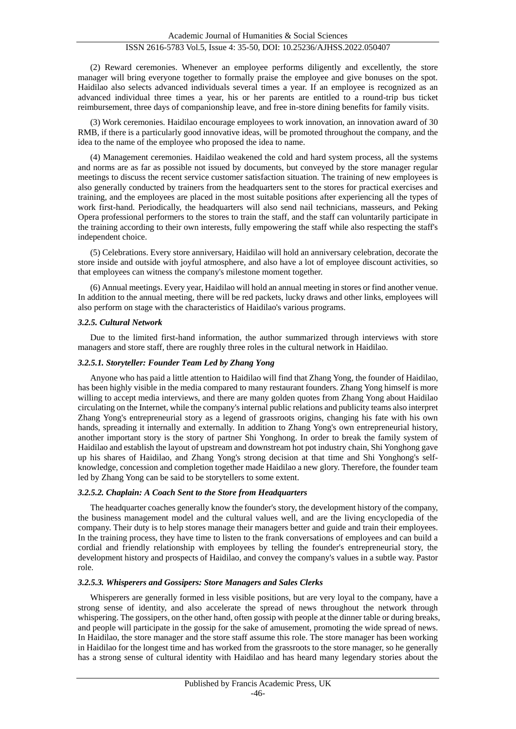(2) Reward ceremonies. Whenever an employee performs diligently and excellently, the store manager will bring everyone together to formally praise the employee and give bonuses on the spot. Haidilao also selects advanced individuals several times a year. If an employee is recognized as an advanced individual three times a year, his or her parents are entitled to a round-trip bus ticket reimbursement, three days of companionship leave, and free in-store dining benefits for family visits.

(3) Work ceremonies. Haidilao encourage employees to work innovation, an innovation award of 30 RMB, if there is a particularly good innovative ideas, will be promoted throughout the company, and the idea to the name of the employee who proposed the idea to name.

(4) Management ceremonies. Haidilao weakened the cold and hard system process, all the systems and norms are as far as possible not issued by documents, but conveyed by the store manager regular meetings to discuss the recent service customer satisfaction situation. The training of new employees is also generally conducted by trainers from the headquarters sent to the stores for practical exercises and training, and the employees are placed in the most suitable positions after experiencing all the types of work first-hand. Periodically, the headquarters will also send nail technicians, masseurs, and Peking Opera professional performers to the stores to train the staff, and the staff can voluntarily participate in the training according to their own interests, fully empowering the staff while also respecting the staff's independent choice.

(5) Celebrations. Every store anniversary, Haidilao will hold an anniversary celebration, decorate the store inside and outside with joyful atmosphere, and also have a lot of employee discount activities, so that employees can witness the company's milestone moment together.

(6) Annual meetings. Every year, Haidilao will hold an annual meeting in stores or find another venue. In addition to the annual meeting, there will be red packets, lucky draws and other links, employees will also perform on stage with the characteristics of Haidilao's various programs.

#### *3.2.5. Cultural Network*

Due to the limited first-hand information, the author summarized through interviews with store managers and store staff, there are roughly three roles in the cultural network in Haidilao.

##### *3.2.5.1. Storyteller: Founder Team Led by Zhang Yong*

Anyone who has paid a little attention to Haidilao will find that Zhang Yong, the founder of Haidilao, has been highly visible in the media compared to many restaurant founders. Zhang Yong himself is more willing to accept media interviews, and there are many golden quotes from Zhang Yong about Haidilao circulating on the Internet, while the company's internal public relations and publicity teams also interpret Zhang Yong's entrepreneurial story as a legend of grassroots origins, changing his fate with his own hands, spreading it internally and externally. In addition to Zhang Yong's own entrepreneurial history, another important story is the story of partner Shi Yonghong. In order to break the family system of Haidilao and establish the layout of upstream and downstream hot pot industry chain, Shi Yonghong gave up his shares of Haidilao, and Zhang Yong's strong decision at that time and Shi Yonghong's self-knowledge, concession and completion together made Haidilao a new glory. Therefore, the founder team led by Zhang Yong can be said to be storytellers to some extent.

##### *3.2.5.2. Chaplain: A Coach Sent to the Store from Headquarters*

The headquarter coaches generally know the founder's story, the development history of the company, the business management model and the cultural values well, and are the living encyclopedia of the company. Their duty is to help stores manage their managers better and guide and train their employees. In the training process, they have time to listen to the frank conversations of employees and can build a cordial and friendly relationship with employees by telling the founder's entrepreneurial story, the development history and prospects of Haidilao, and convey the company's values in a subtle way. Pastor role.

##### *3.2.5.3. Whisperers and Gossipers: Store Managers and Sales Clerks*

Whisperers are generally formed in less visible positions, but are very loyal to the company, have a strong sense of identity, and also accelerate the spread of news throughout the network through whispering. The gossipers, on the other hand, often gossip with people at the dinner table or during breaks, and people will participate in the gossip for the sake of amusement, promoting the wide spread of news. In Haidilao, the store manager and the store staff assume this role. The store manager has been working in Haidilao for the longest time and has worked from the grassroots to the store manager, so he generally has a strong sense of cultural identity with Haidilao and has heard many legendary stories about the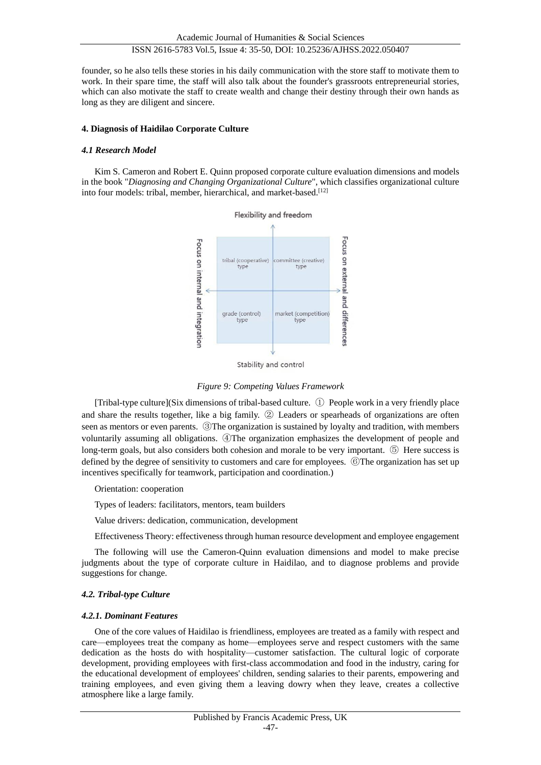founder, so he also tells these stories in his daily communication with the store staff to motivate them to work. In their spare time, the staff will also talk about the founder's grassroots entrepreneurial stories, which can also motivate the staff to create wealth and change their destiny through their own hands as long as they are diligent and sincere.

## 4. Diagnosis of Haidilao Corporate Culture

### 4.1 Research Model

Kim S. Cameron and Robert E. Quinn proposed corporate culture evaluation dimensions and models in the book "*Diagnosing and Changing Organizational Culture*", which classifies organizational culture into four models: tribal, member, hierarchical, and market-based.[12]

Flexibility and freedom

| | Focus on internal and integration | Focus on external and differences |
|---|---|---|
| Flexibility and freedom | tribal (cooperative) type | committee (creative) type |
| Stability and control | grade (control) type | market (competition) type |

Stability and control

*Figure 9: Competing Values Framework*

[Tribal-type culture](Six dimensions of tribal-based culture. ① People work in a very friendly place and share the results together, like a big family. ② Leaders or spearheads of organizations are often seen as mentors or even parents. ③The organization is sustained by loyalty and tradition, with members voluntarily assuming all obligations. ④The organization emphasizes the development of people and long-term goals, but also considers both cohesion and morale to be very important. ⑤ Here success is defined by the degree of sensitivity to customers and care for employees. ⑥The organization has set up incentives specifically for teamwork, participation and coordination.)

Orientation: cooperation

Types of leaders: facilitators, mentors, team builders

Value drivers: dedication, communication, development

Effectiveness Theory: effectiveness through human resource development and employee engagement

The following will use the Cameron-Quinn evaluation dimensions and model to make precise judgments about the type of corporate culture in Haidilao, and to diagnose problems and provide suggestions for change.

### 4.2. Tribal-type Culture

#### 4.2.1. Dominant Features

One of the core values of Haidilao is friendliness, employees are treated as a family with respect and care—employees treat the company as home—employees serve and respect customers with the same dedication as the hosts do with hospitality—customer satisfaction. The cultural logic of corporate development, providing employees with first-class accommodation and food in the industry, caring for the educational development of employees' children, sending salaries to their parents, empowering and training employees, and even giving them a leaving dowry when they leave, creates a collective atmosphere like a large family.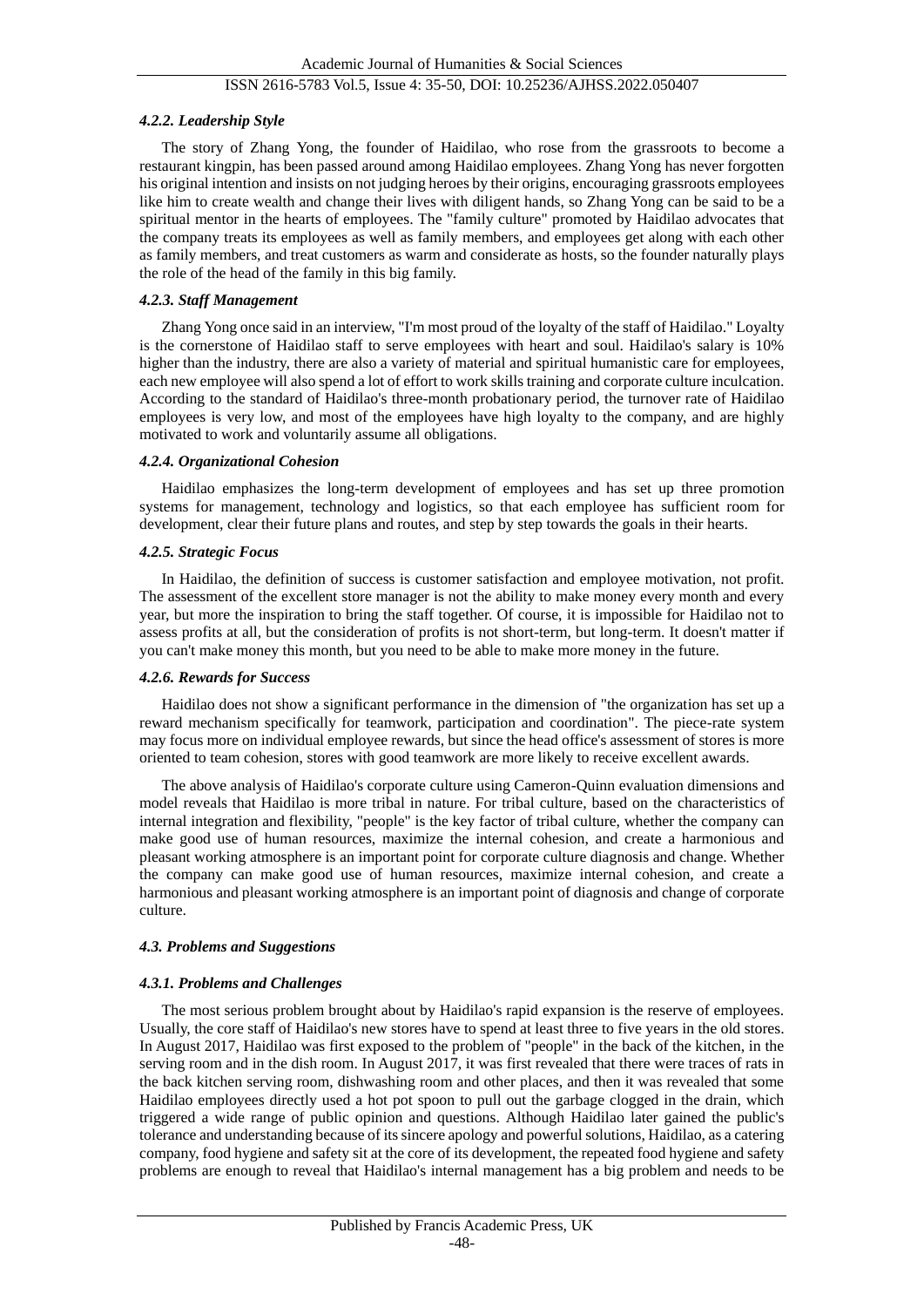#### *4.2.2. Leadership Style*

The story of Zhang Yong, the founder of Haidilao, who rose from the grassroots to become a restaurant kingpin, has been passed around among Haidilao employees. Zhang Yong has never forgotten his original intention and insists on not judging heroes by their origins, encouraging grassroots employees like him to create wealth and change their lives with diligent hands, so Zhang Yong can be said to be a spiritual mentor in the hearts of employees. The "family culture" promoted by Haidilao advocates that the company treats its employees as well as family members, and employees get along with each other as family members, and treat customers as warm and considerate as hosts, so the founder naturally plays the role of the head of the family in this big family.

#### *4.2.3. Staff Management*

Zhang Yong once said in an interview, "I'm most proud of the loyalty of the staff of Haidilao." Loyalty is the cornerstone of Haidilao staff to serve employees with heart and soul. Haidilao's salary is 10% higher than the industry, there are also a variety of material and spiritual humanistic care for employees, each new employee will also spend a lot of effort to work skills training and corporate culture inculcation. According to the standard of Haidilao's three-month probationary period, the turnover rate of Haidilao employees is very low, and most of the employees have high loyalty to the company, and are highly motivated to work and voluntarily assume all obligations.

#### *4.2.4. Organizational Cohesion*

Haidilao emphasizes the long-term development of employees and has set up three promotion systems for management, technology and logistics, so that each employee has sufficient room for development, clear their future plans and routes, and step by step towards the goals in their hearts.

#### *4.2.5. Strategic Focus*

In Haidilao, the definition of success is customer satisfaction and employee motivation, not profit. The assessment of the excellent store manager is not the ability to make money every month and every year, but more the inspiration to bring the staff together. Of course, it is impossible for Haidilao not to assess profits at all, but the consideration of profits is not short-term, but long-term. It doesn't matter if you can't make money this month, but you need to be able to make more money in the future.

#### *4.2.6. Rewards for Success*

Haidilao does not show a significant performance in the dimension of "the organization has set up a reward mechanism specifically for teamwork, participation and coordination". The piece-rate system may focus more on individual employee rewards, but since the head office's assessment of stores is more oriented to team cohesion, stores with good teamwork are more likely to receive excellent awards.

The above analysis of Haidilao's corporate culture using Cameron-Quinn evaluation dimensions and model reveals that Haidilao is more tribal in nature. For tribal culture, based on the characteristics of internal integration and flexibility, "people" is the key factor of tribal culture, whether the company can make good use of human resources, maximize the internal cohesion, and create a harmonious and pleasant working atmosphere is an important point for corporate culture diagnosis and change. Whether the company can make good use of human resources, maximize internal cohesion, and create a harmonious and pleasant working atmosphere is an important point of diagnosis and change of corporate culture.

### *4.3. Problems and Suggestions*

#### *4.3.1. Problems and Challenges*

The most serious problem brought about by Haidilao's rapid expansion is the reserve of employees. Usually, the core staff of Haidilao's new stores have to spend at least three to five years in the old stores. In August 2017, Haidilao was first exposed to the problem of "people" in the back of the kitchen, in the serving room and in the dish room. In August 2017, it was first revealed that there were traces of rats in the back kitchen serving room, dishwashing room and other places, and then it was revealed that some Haidilao employees directly used a hot pot spoon to pull out the garbage clogged in the drain, which triggered a wide range of public opinion and questions. Although Haidilao later gained the public's tolerance and understanding because of its sincere apology and powerful solutions, Haidilao, as a catering company, food hygiene and safety sit at the core of its development, the repeated food hygiene and safety problems are enough to reveal that Haidilao's internal management has a big problem and needs to be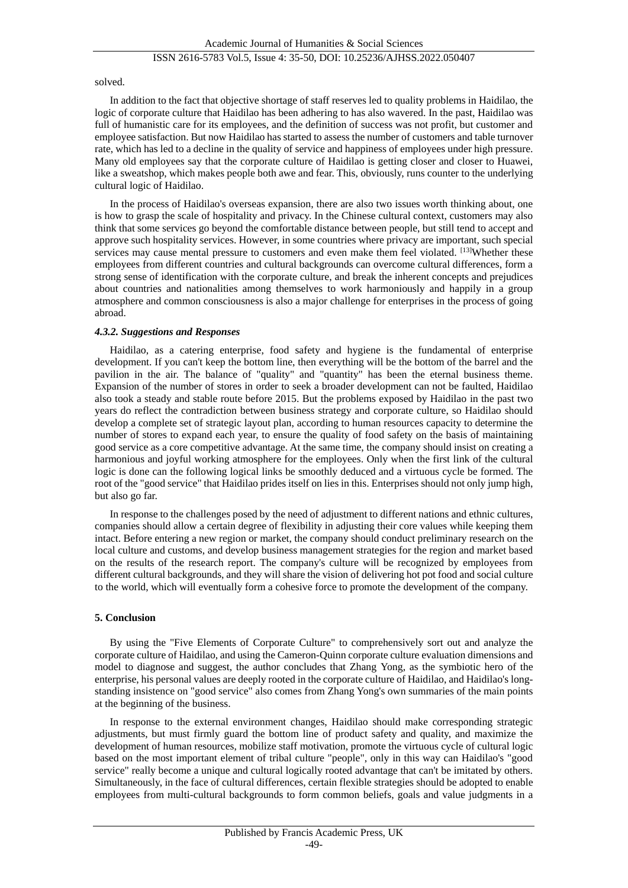solved.

In addition to the fact that objective shortage of staff reserves led to quality problems in Haidilao, the logic of corporate culture that Haidilao has been adhering to has also wavered. In the past, Haidilao was full of humanistic care for its employees, and the definition of success was not profit, but customer and employee satisfaction. But now Haidilao has started to assess the number of customers and table turnover rate, which has led to a decline in the quality of service and happiness of employees under high pressure. Many old employees say that the corporate culture of Haidilao is getting closer and closer to Huawei, like a sweatshop, which makes people both awe and fear. This, obviously, runs counter to the underlying cultural logic of Haidilao.

In the process of Haidilao's overseas expansion, there are also two issues worth thinking about, one is how to grasp the scale of hospitality and privacy. In the Chinese cultural context, customers may also think that some services go beyond the comfortable distance between people, but still tend to accept and approve such hospitality services. However, in some countries where privacy are important, such special services may cause mental pressure to customers and even make them feel violated. [13]Whether these employees from different countries and cultural backgrounds can overcome cultural differences, form a strong sense of identification with the corporate culture, and break the inherent concepts and prejudices about countries and nationalities among themselves to work harmoniously and happily in a group atmosphere and common consciousness is also a major challenge for enterprises in the process of going abroad.

#### *4.3.2. Suggestions and Responses*

Haidilao, as a catering enterprise, food safety and hygiene is the fundamental of enterprise development. If you can't keep the bottom line, then everything will be the bottom of the barrel and the pavilion in the air. The balance of "quality" and "quantity" has been the eternal business theme. Expansion of the number of stores in order to seek a broader development can not be faulted, Haidilao also took a steady and stable route before 2015. But the problems exposed by Haidilao in the past two years do reflect the contradiction between business strategy and corporate culture, so Haidilao should develop a complete set of strategic layout plan, according to human resources capacity to determine the number of stores to expand each year, to ensure the quality of food safety on the basis of maintaining good service as a core competitive advantage. At the same time, the company should insist on creating a harmonious and joyful working atmosphere for the employees. Only when the first link of the cultural logic is done can the following logical links be smoothly deduced and a virtuous cycle be formed. The root of the "good service" that Haidilao prides itself on lies in this. Enterprises should not only jump high, but also go far.

In response to the challenges posed by the need of adjustment to different nations and ethnic cultures, companies should allow a certain degree of flexibility in adjusting their core values while keeping them intact. Before entering a new region or market, the company should conduct preliminary research on the local culture and customs, and develop business management strategies for the region and market based on the results of the research report. The company's culture will be recognized by employees from different cultural backgrounds, and they will share the vision of delivering hot pot food and social culture to the world, which will eventually form a cohesive force to promote the development of the company.

## 5. Conclusion

By using the "Five Elements of Corporate Culture" to comprehensively sort out and analyze the corporate culture of Haidilao, and using the Cameron-Quinn corporate culture evaluation dimensions and model to diagnose and suggest, the author concludes that Zhang Yong, as the symbiotic hero of the enterprise, his personal values are deeply rooted in the corporate culture of Haidilao, and Haidilao's long-standing insistence on "good service" also comes from Zhang Yong's own summaries of the main points at the beginning of the business.

In response to the external environment changes, Haidilao should make corresponding strategic adjustments, but must firmly guard the bottom line of product safety and quality, and maximize the development of human resources, mobilize staff motivation, promote the virtuous cycle of cultural logic based on the most important element of tribal culture "people", only in this way can Haidilao's "good service" really become a unique and cultural logically rooted advantage that can't be imitated by others. Simultaneously, in the face of cultural differences, certain flexible strategies should be adopted to enable employees from multi-cultural backgrounds to form common beliefs, goals and value judgments in a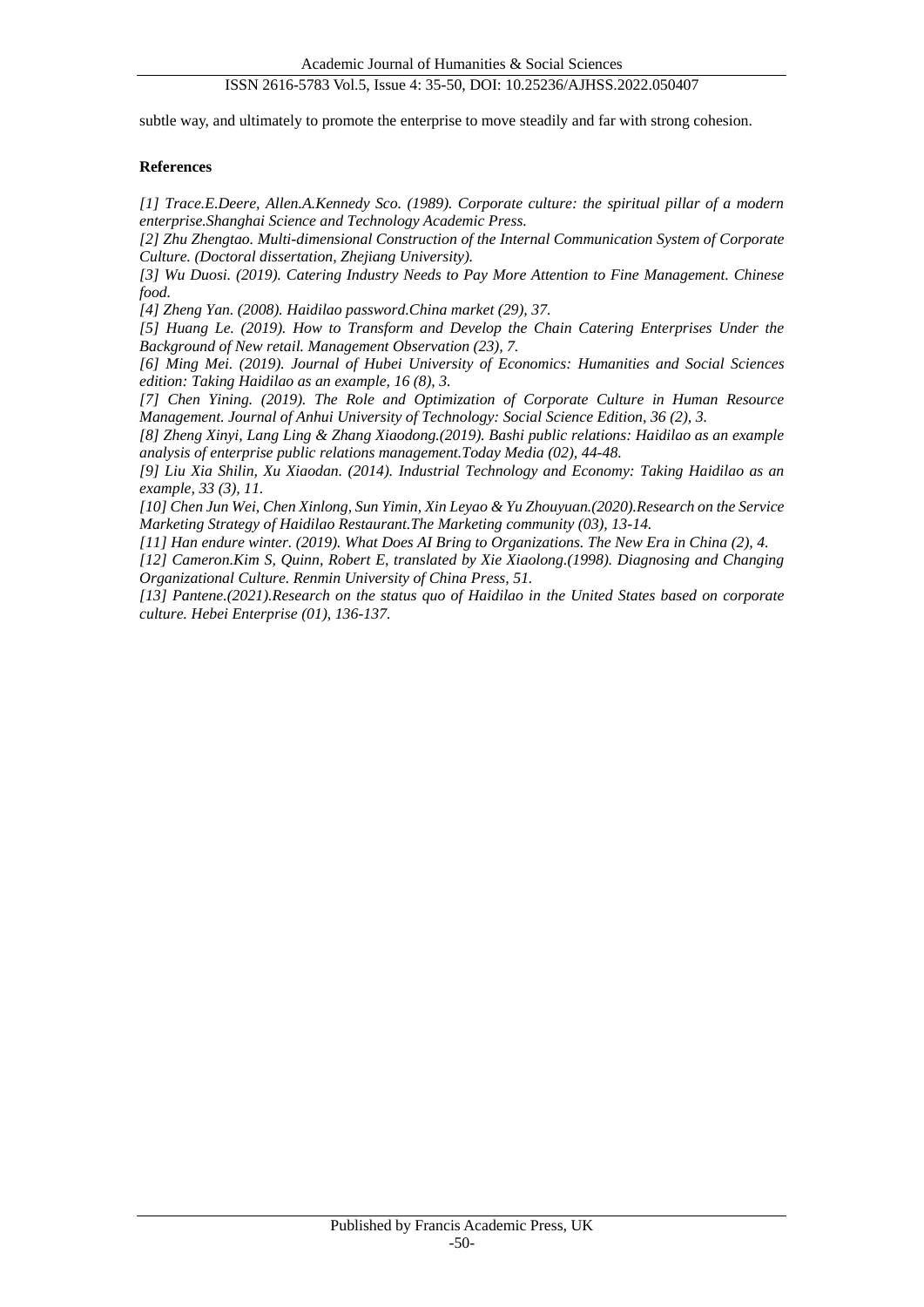subtle way, and ultimately to promote the enterprise to move steadily and far with strong cohesion.

## References

*[1] Trace.E.Deere, Allen.A.Kennedy Sco. (1989). Corporate culture: the spiritual pillar of a modern enterprise.Shanghai Science and Technology Academic Press.*

*[2] Zhu Zhengtao. Multi-dimensional Construction of the Internal Communication System of Corporate Culture. (Doctoral dissertation, Zhejiang University).*

*[3] Wu Duosi. (2019). Catering Industry Needs to Pay More Attention to Fine Management. Chinese food.*

*[4] Zheng Yan. (2008). Haidilao password.China market (29), 37.*

*[5] Huang Le. (2019). How to Transform and Develop the Chain Catering Enterprises Under the Background of New retail. Management Observation (23), 7.*

*[6] Ming Mei. (2019). Journal of Hubei University of Economics: Humanities and Social Sciences edition: Taking Haidilao as an example, 16 (8), 3.*

*[7] Chen Yining. (2019). The Role and Optimization of Corporate Culture in Human Resource Management. Journal of Anhui University of Technology: Social Science Edition, 36 (2), 3.*

*[8] Zheng Xinyi, Lang Ling & Zhang Xiaodong.(2019). Bashi public relations: Haidilao as an example analysis of enterprise public relations management.Today Media (02), 44-48.*

*[9] Liu Xia Shilin, Xu Xiaodan. (2014). Industrial Technology and Economy: Taking Haidilao as an example, 33 (3), 11.*

*[10] Chen Jun Wei, Chen Xinlong, Sun Yimin, Xin Leyao & Yu Zhouyuan.(2020).Research on the Service Marketing Strategy of Haidilao Restaurant.The Marketing community (03), 13-14.*

*[11] Han endure winter. (2019). What Does AI Bring to Organizations. The New Era in China (2), 4.*

*[12] Cameron.Kim S, Quinn, Robert E, translated by Xie Xiaolong.(1998). Diagnosing and Changing Organizational Culture. Renmin University of China Press, 51.*

*[13] Pantene.(2021).Research on the status quo of Haidilao in the United States based on corporate culture. Hebei Enterprise (01), 136-137.*